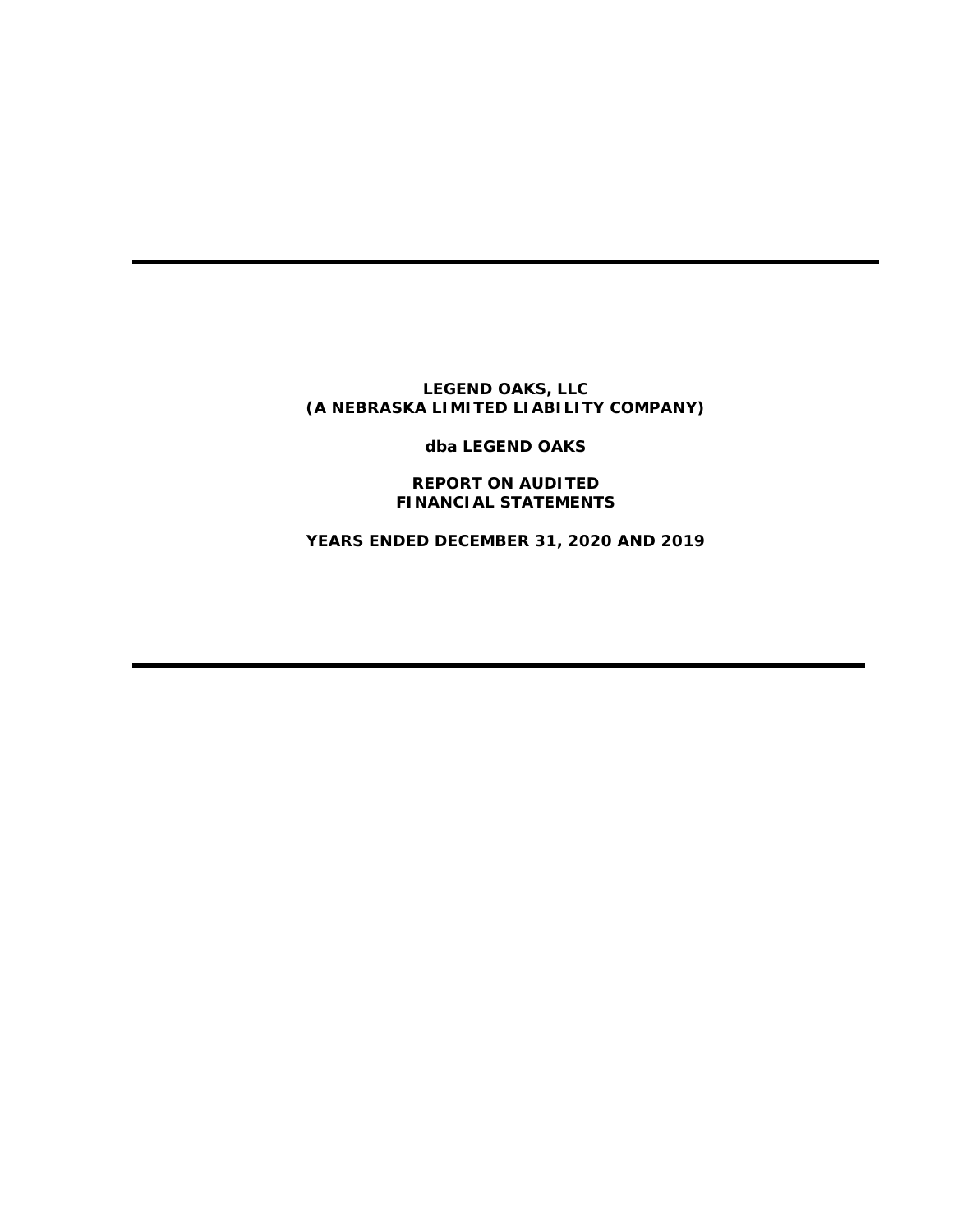---

**LEGEND OAKS, LLC**
**(A NEBRASKA LIMITED LIABILITY COMPANY)**

**dba LEGEND OAKS**

**REPORT ON AUDITED**
**FINANCIAL STATEMENTS**

**YEARS ENDED DECEMBER 31, 2020 AND 2019**

---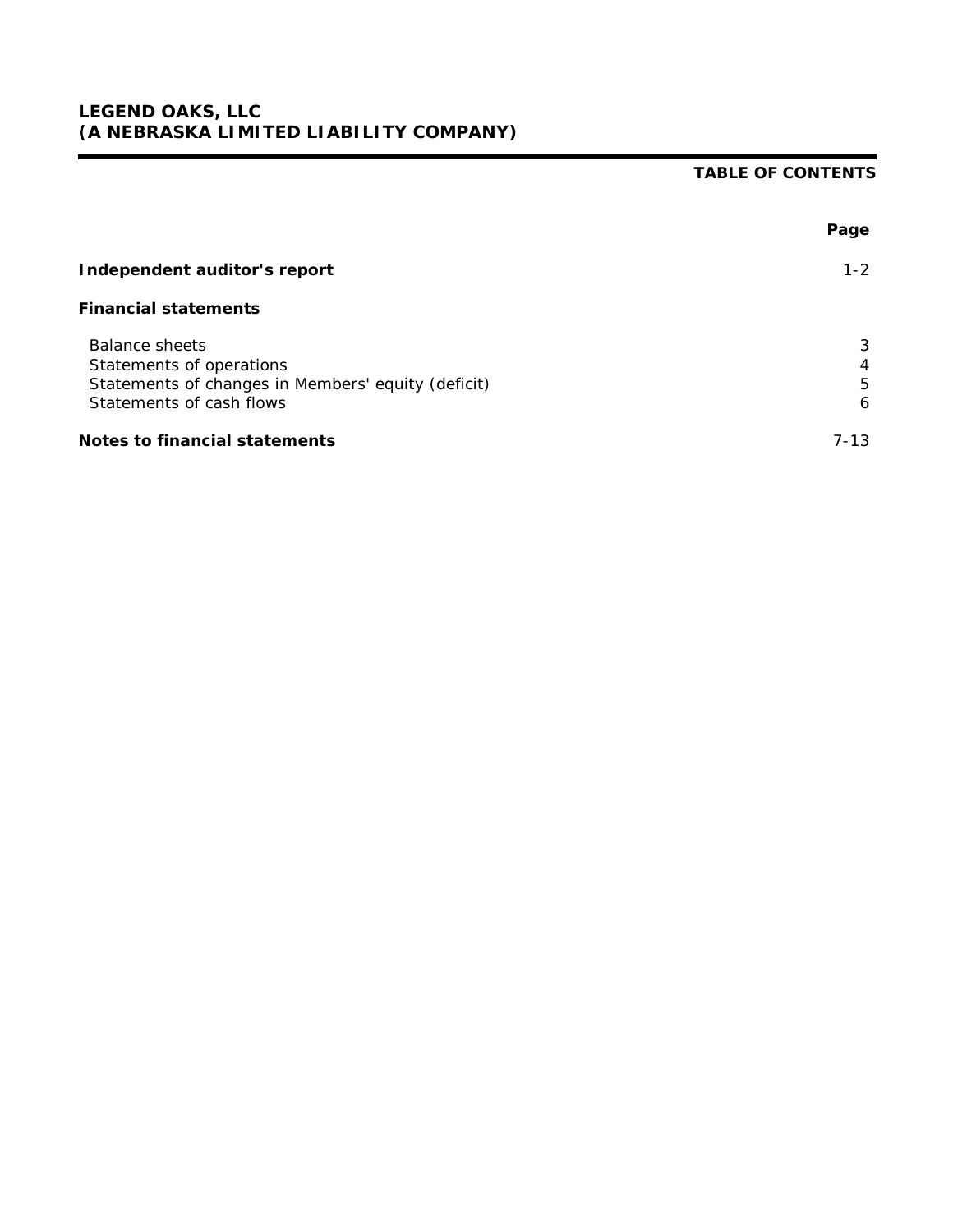**LEGEND OAKS, LLC**
**(A NEBRASKA LIMITED LIABILITY COMPANY)**

## TABLE OF CONTENTS

| | Page |
|---|---|
| **Independent auditor's report** | 1-2 |
| **Financial statements** | |
| Balance sheets | 3 |
| Statements of operations | 4 |
| Statements of changes in Members' equity (deficit) | 5 |
| Statements of cash flows | 6 |
| **Notes to financial statements** | 7-13 |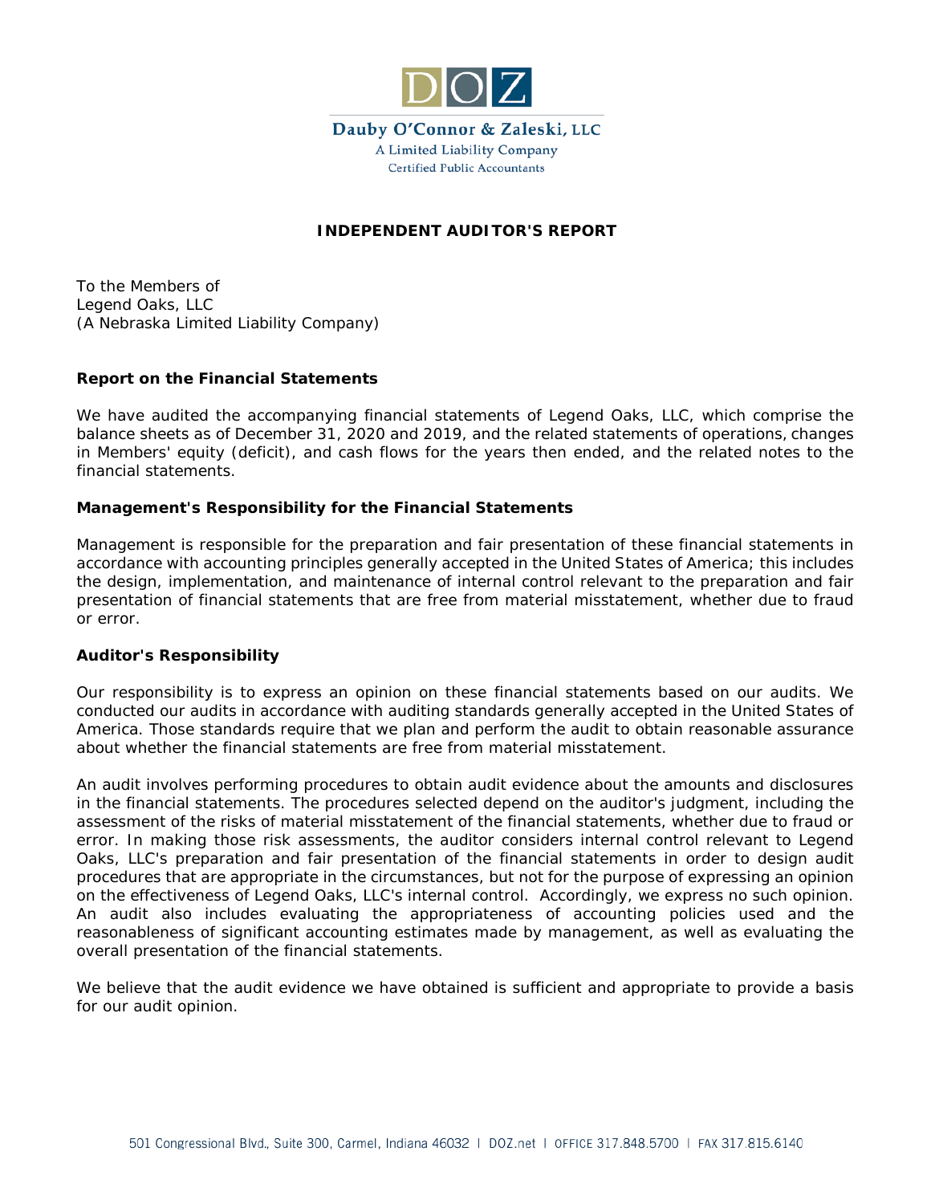DOZ

Dauby O'Connor & Zaleski, LLC
A Limited Liability Company
Certified Public Accountants

## INDEPENDENT AUDITOR'S REPORT

To the Members of
Legend Oaks, LLC
(A Nebraska Limited Liability Company)

### Report on the Financial Statements

We have audited the accompanying financial statements of Legend Oaks, LLC, which comprise the balance sheets as of December 31, 2020 and 2019, and the related statements of operations, changes in Members' equity (deficit), and cash flows for the years then ended, and the related notes to the financial statements.

### Management's Responsibility for the Financial Statements

Management is responsible for the preparation and fair presentation of these financial statements in accordance with accounting principles generally accepted in the United States of America; this includes the design, implementation, and maintenance of internal control relevant to the preparation and fair presentation of financial statements that are free from material misstatement, whether due to fraud or error.

### Auditor's Responsibility

Our responsibility is to express an opinion on these financial statements based on our audits. We conducted our audits in accordance with auditing standards generally accepted in the United States of America. Those standards require that we plan and perform the audit to obtain reasonable assurance about whether the financial statements are free from material misstatement.

An audit involves performing procedures to obtain audit evidence about the amounts and disclosures in the financial statements. The procedures selected depend on the auditor's judgment, including the assessment of the risks of material misstatement of the financial statements, whether due to fraud or error. In making those risk assessments, the auditor considers internal control relevant to Legend Oaks, LLC's preparation and fair presentation of the financial statements in order to design audit procedures that are appropriate in the circumstances, but not for the purpose of expressing an opinion on the effectiveness of Legend Oaks, LLC's internal control. Accordingly, we express no such opinion. An audit also includes evaluating the appropriateness of accounting policies used and the reasonableness of significant accounting estimates made by management, as well as evaluating the overall presentation of the financial statements.

We believe that the audit evidence we have obtained is sufficient and appropriate to provide a basis for our audit opinion.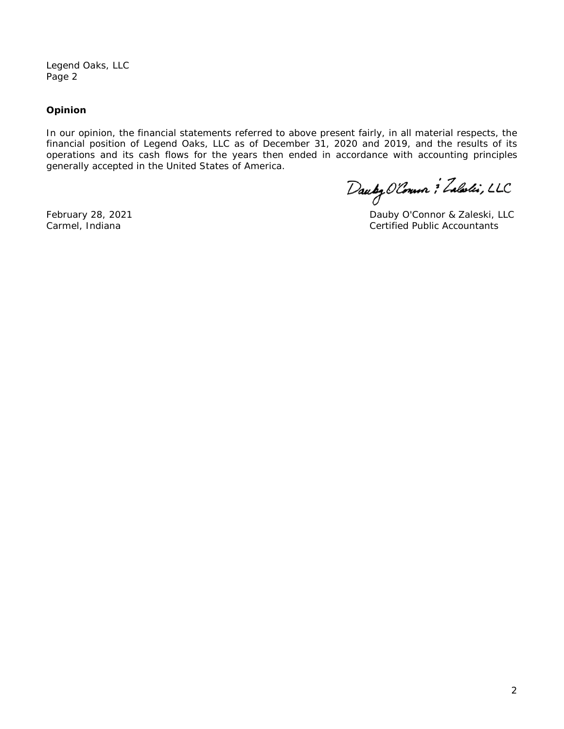Legend Oaks, LLC
Page 2

**Opinion**

In our opinion, the financial statements referred to above present fairly, in all material respects, the financial position of Legend Oaks, LLC as of December 31, 2020 and 2019, and the results of its operations and its cash flows for the years then ended in accordance with accounting principles generally accepted in the United States of America.

Dauby O'Connor & Zaleski, LLC

February 28, 2021
Carmel, Indiana

Dauby O'Connor & Zaleski, LLC
Certified Public Accountants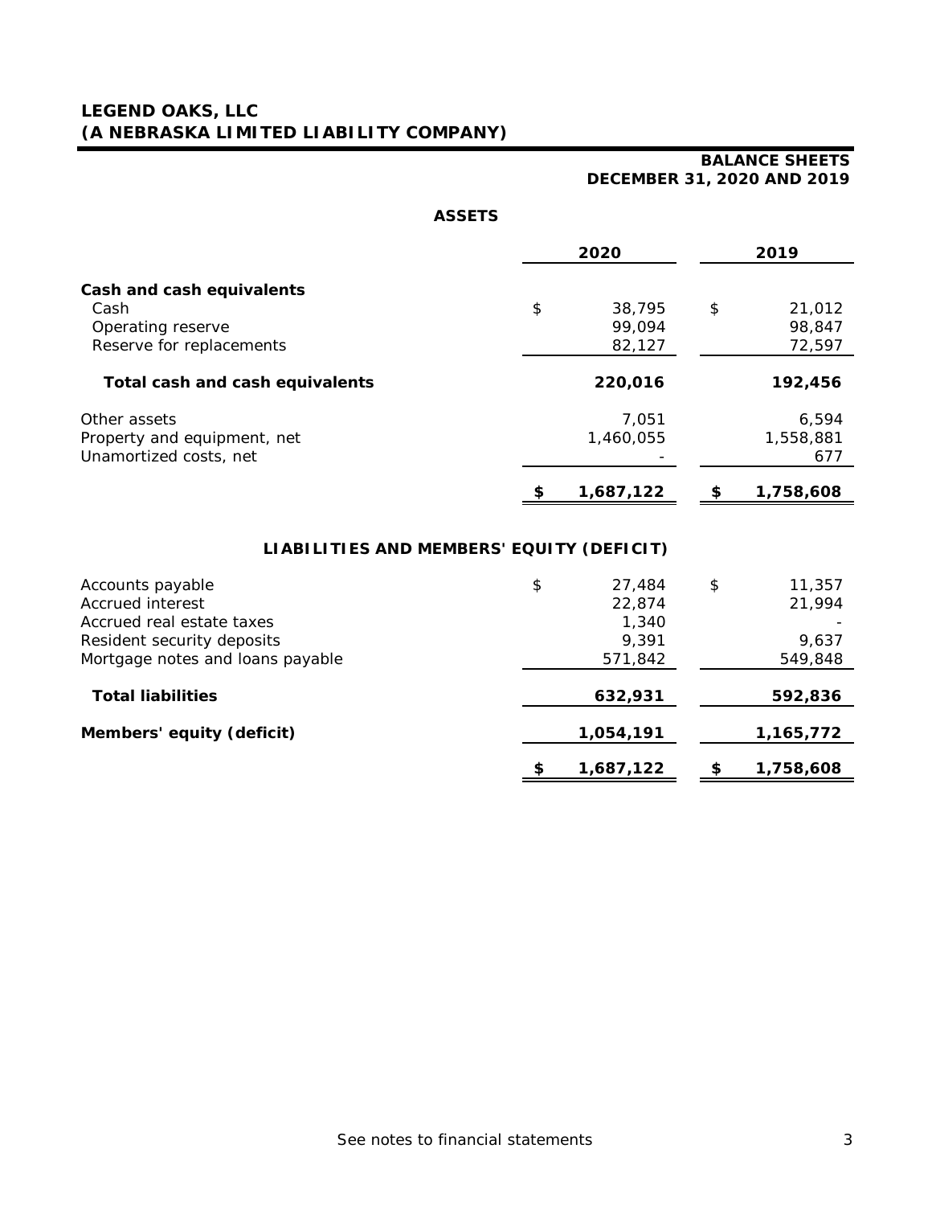# LEGEND OAKS, LLC
# (A NEBRASKA LIMITED LIABILITY COMPANY)

## BALANCE SHEETS
## DECEMBER 31, 2020 AND 2019

### ASSETS

| | 2020 | 2019 |
|---|---|---|
| **Cash and cash equivalents** | | |
| Cash | $ 38,795 | $ 21,012 |
| Operating reserve | 99,094 | 98,847 |
| Reserve for replacements | 82,127 | 72,597 |
| **Total cash and cash equivalents** | **220,016** | **192,456** |
| Other assets | 7,051 | 6,594 |
| Property and equipment, net | 1,460,055 | 1,558,881 |
| Unamortized costs, net | - | 677 |
| | **$ 1,687,122** | **$ 1,758,608** |

### LIABILITIES AND MEMBERS' EQUITY (DEFICIT)

| | 2020 | 2019 |
|---|---|---|
| Accounts payable | $ 27,484 | $ 11,357 |
| Accrued interest | 22,874 | 21,994 |
| Accrued real estate taxes | 1,340 | - |
| Resident security deposits | 9,391 | 9,637 |
| Mortgage notes and loans payable | 571,842 | 549,848 |
| **Total liabilities** | **632,931** | **592,836** |
| **Members' equity (deficit)** | **1,054,191** | **1,165,772** |
| | **$ 1,687,122** | **$ 1,758,608** |

See notes to financial statements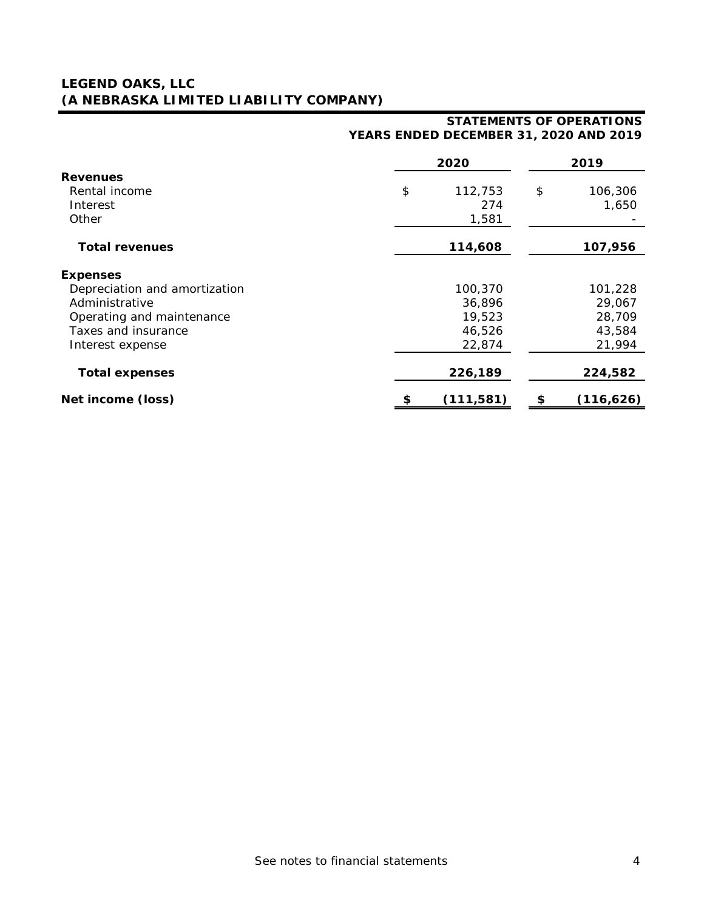# LEGEND OAKS, LLC
# (A NEBRASKA LIMITED LIABILITY COMPANY)

## STATEMENTS OF OPERATIONS
## YEARS ENDED DECEMBER 31, 2020 AND 2019

| | 2020 | 2019 |
|---|---|---|
| **Revenues** | | |
| Rental income | $ 112,753 | $ 106,306 |
| Interest | 274 | 1,650 |
| Other | 1,581 | - |
| **Total revenues** | **114,608** | **107,956** |
| **Expenses** | | |
| Depreciation and amortization | 100,370 | 101,228 |
| Administrative | 36,896 | 29,067 |
| Operating and maintenance | 19,523 | 28,709 |
| Taxes and insurance | 46,526 | 43,584 |
| Interest expense | 22,874 | 21,994 |
| **Total expenses** | **226,189** | **224,582** |
| **Net income (loss)** | **$ (111,581)** | **$ (116,626)** |

See notes to financial statements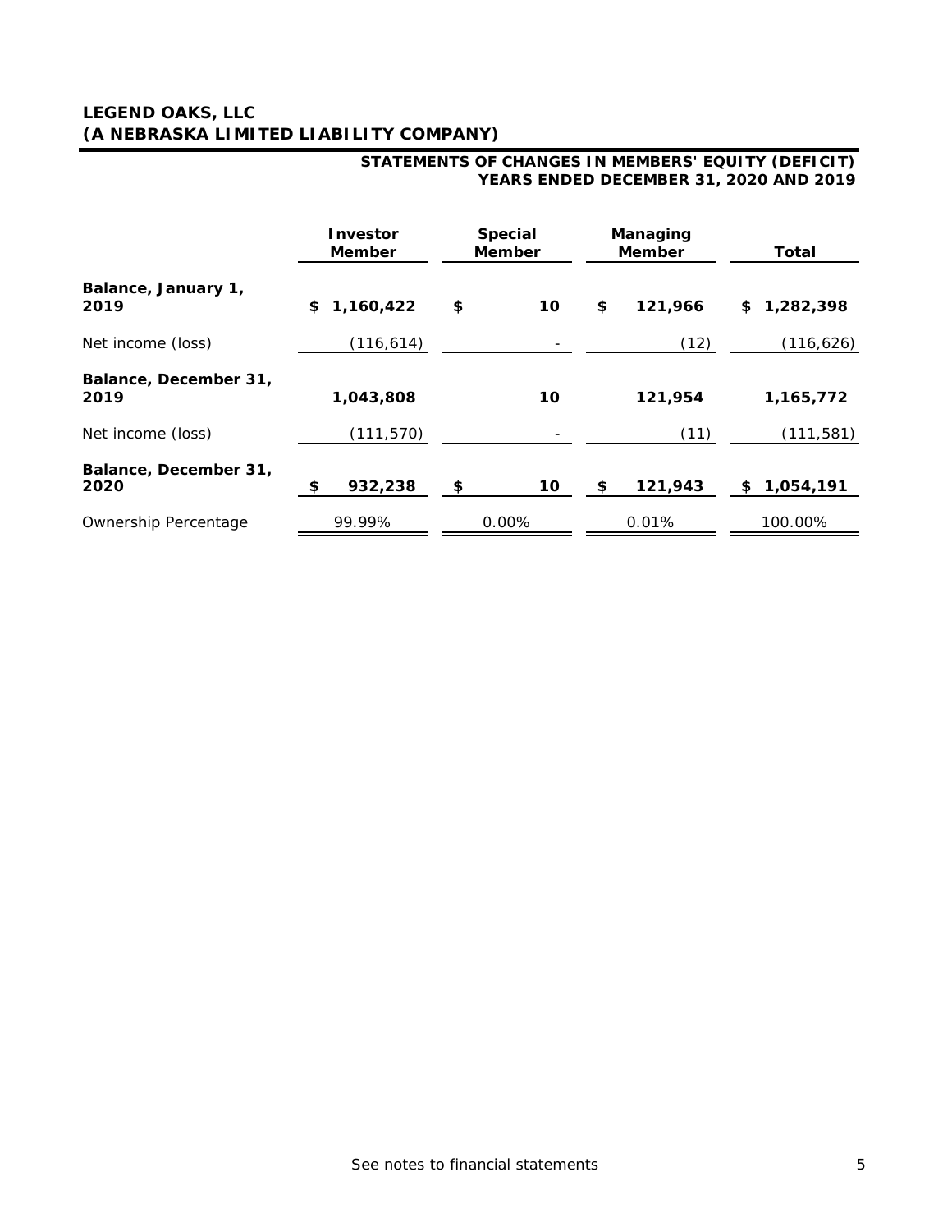# LEGEND OAKS, LLC
# (A NEBRASKA LIMITED LIABILITY COMPANY)

## STATEMENTS OF CHANGES IN MEMBERS' EQUITY (DEFICIT)
## YEARS ENDED DECEMBER 31, 2020 AND 2019

| | Investor Member | Special Member | Managing Member | Total |
|---|---|---|---|---|
| **Balance, January 1, 2019** | **$ 1,160,422** | **$ 10** | **$ 121,966** | **$ 1,282,398** |
| Net income (loss) | (116,614) | - | (12) | (116,626) |
| **Balance, December 31, 2019** | **1,043,808** | **10** | **121,954** | **1,165,772** |
| Net income (loss) | (111,570) | - | (11) | (111,581) |
| **Balance, December 31, 2020** | **$ 932,238** | **$ 10** | **$ 121,943** | **$ 1,054,191** |
| Ownership Percentage | 99.99% | 0.00% | 0.01% | 100.00% |

See notes to financial statements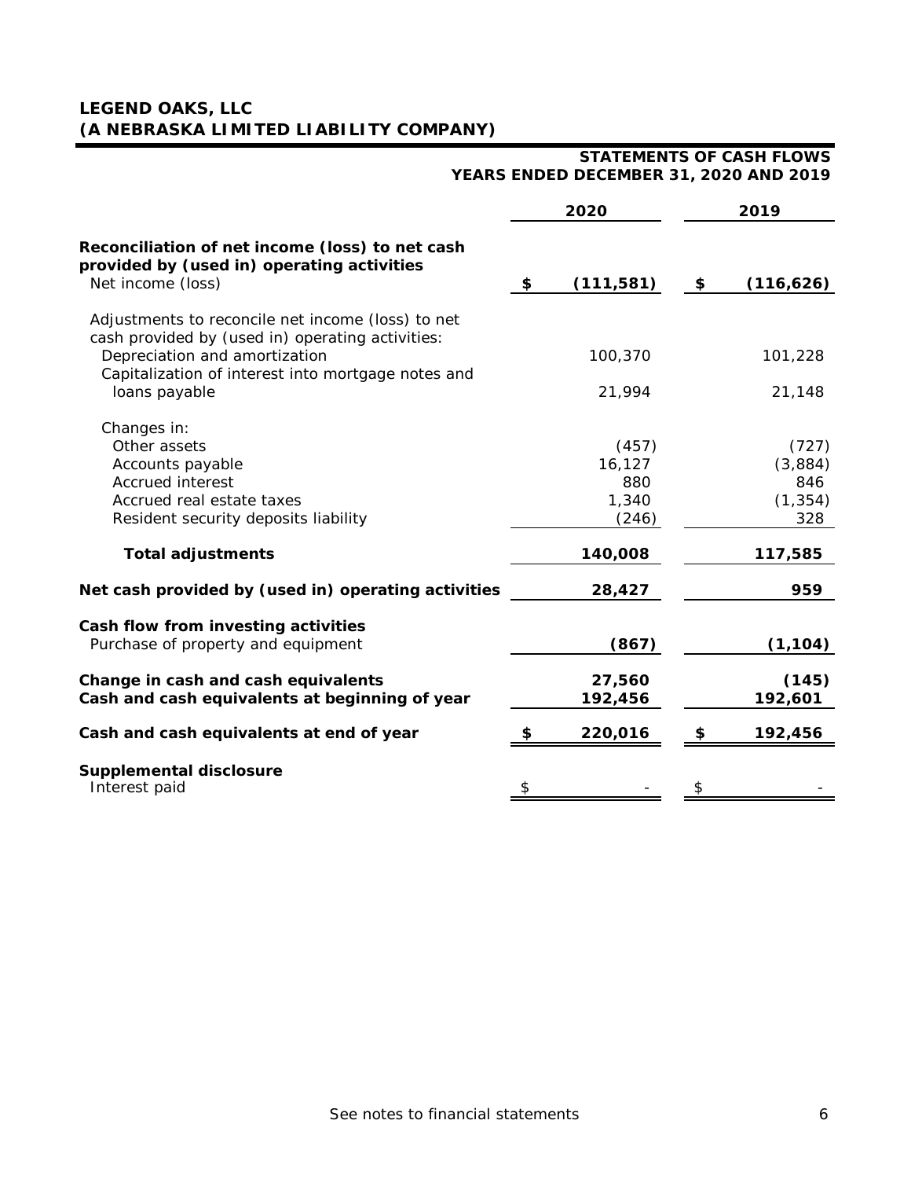# LEGEND OAKS, LLC
# (A NEBRASKA LIMITED LIABILITY COMPANY)

## STATEMENTS OF CASH FLOWS
## YEARS ENDED DECEMBER 31, 2020 AND 2019

| | 2020 | 2019 |
|---|---|---|
| **Reconciliation of net income (loss) to net cash provided by (used in) operating activities** | | |
| Net income (loss) | **$ (111,581)** | **$ (116,626)** |
| Adjustments to reconcile net income (loss) to net cash provided by (used in) operating activities: | | |
| Depreciation and amortization | 100,370 | 101,228 |
| Capitalization of interest into mortgage notes and loans payable | 21,994 | 21,148 |
| Changes in: | | |
| Other assets | (457) | (727) |
| Accounts payable | 16,127 | (3,884) |
| Accrued interest | 880 | 846 |
| Accrued real estate taxes | 1,340 | (1,354) |
| Resident security deposits liability | (246) | 328 |
| **Total adjustments** | **140,008** | **117,585** |
| **Net cash provided by (used in) operating activities** | **28,427** | **959** |
| **Cash flow from investing activities** | | |
| Purchase of property and equipment | **(867)** | **(1,104)** |
| **Change in cash and cash equivalents** | **27,560** | **(145)** |
| **Cash and cash equivalents at beginning of year** | **192,456** | **192,601** |
| **Cash and cash equivalents at end of year** | **$ 220,016** | **$ 192,456** |
| **Supplemental disclosure** | | |
| Interest paid | $ - | $ - |

See notes to financial statements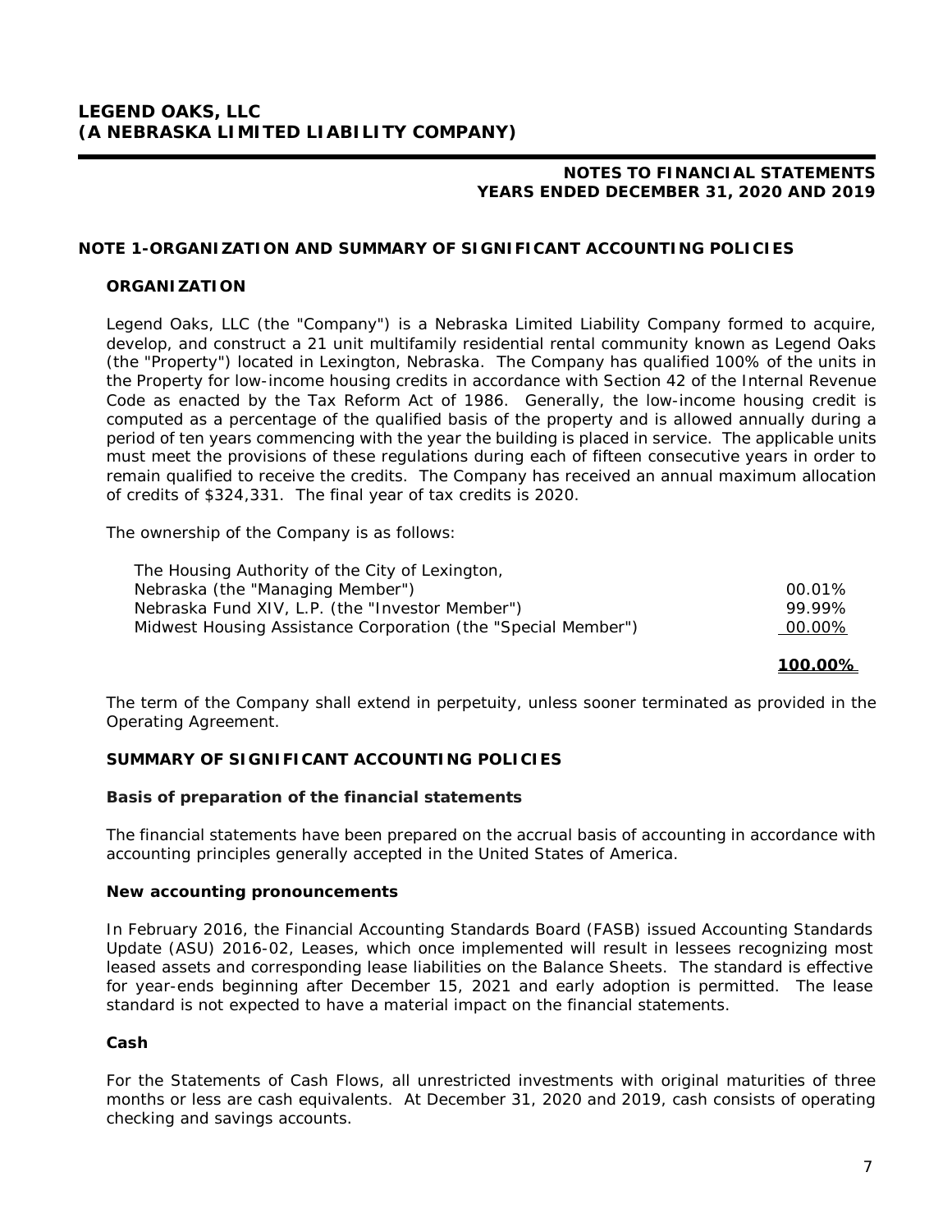# LEGEND OAKS, LLC
# (A NEBRASKA LIMITED LIABILITY COMPANY)

**NOTES TO FINANCIAL STATEMENTS**
**YEARS ENDED DECEMBER 31, 2020 AND 2019**

## NOTE 1-ORGANIZATION AND SUMMARY OF SIGNIFICANT ACCOUNTING POLICIES

### ORGANIZATION

Legend Oaks, LLC (the "Company") is a Nebraska Limited Liability Company formed to acquire, develop, and construct a 21 unit multifamily residential rental community known as Legend Oaks (the "Property") located in Lexington, Nebraska. The Company has qualified 100% of the units in the Property for low-income housing credits in accordance with Section 42 of the Internal Revenue Code as enacted by the Tax Reform Act of 1986. Generally, the low-income housing credit is computed as a percentage of the qualified basis of the property and is allowed annually during a period of ten years commencing with the year the building is placed in service. The applicable units must meet the provisions of these regulations during each of fifteen consecutive years in order to remain qualified to receive the credits. The Company has received an annual maximum allocation of credits of $324,331. The final year of tax credits is 2020.

The ownership of the Company is as follows:

| | |
|---|---|
| The Housing Authority of the City of Lexington, Nebraska (the "Managing Member") | 00.01% |
| Nebraska Fund XIV, L.P. (the "Investor Member") | 99.99% |
| Midwest Housing Assistance Corporation (the "Special Member") | 00.00% |
| | **100.00%** |

The term of the Company shall extend in perpetuity, unless sooner terminated as provided in the Operating Agreement.

### SUMMARY OF SIGNIFICANT ACCOUNTING POLICIES

**Basis of preparation of the financial statements**

The financial statements have been prepared on the accrual basis of accounting in accordance with accounting principles generally accepted in the United States of America.

**New accounting pronouncements**

In February 2016, the Financial Accounting Standards Board (FASB) issued Accounting Standards Update (ASU) 2016-02, Leases, which once implemented will result in lessees recognizing most leased assets and corresponding lease liabilities on the Balance Sheets. The standard is effective for year-ends beginning after December 15, 2021 and early adoption is permitted. The lease standard is not expected to have a material impact on the financial statements.

**Cash**

For the Statements of Cash Flows, all unrestricted investments with original maturities of three months or less are cash equivalents. At December 31, 2020 and 2019, cash consists of operating checking and savings accounts.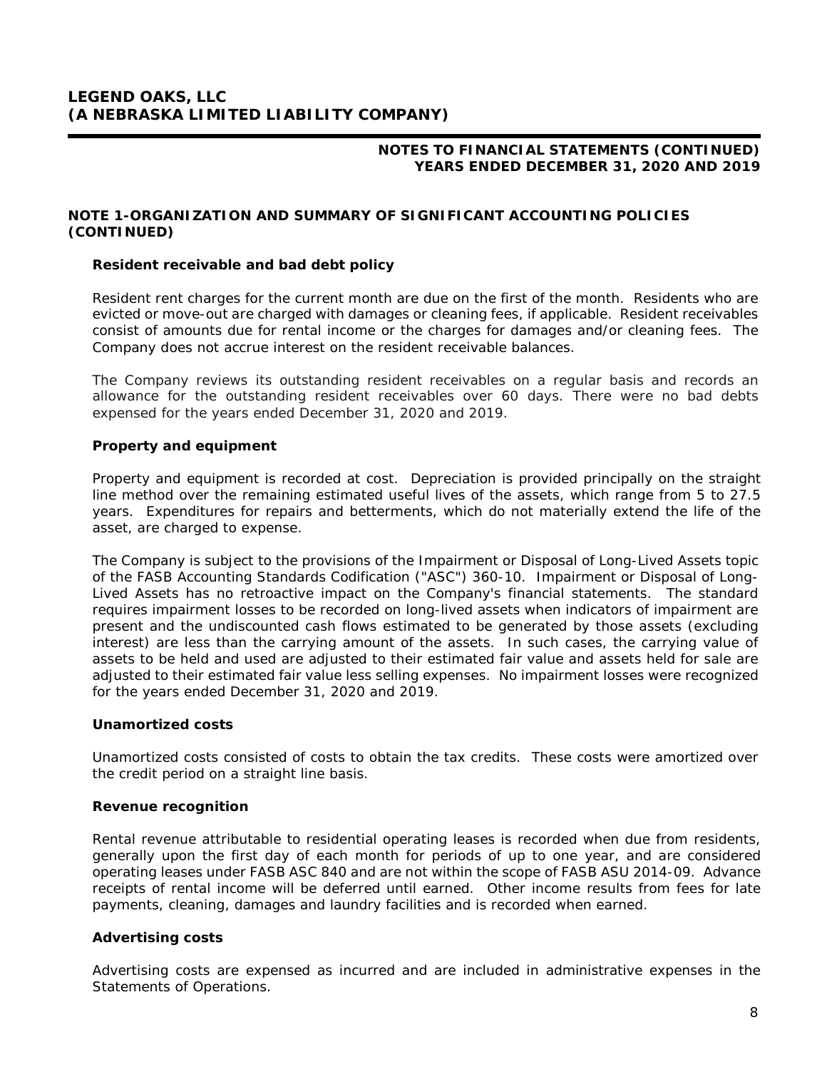## NOTE 1-ORGANIZATION AND SUMMARY OF SIGNIFICANT ACCOUNTING POLICIES (CONTINUED)

### Resident receivable and bad debt policy

Resident rent charges for the current month are due on the first of the month. Residents who are evicted or move-out are charged with damages or cleaning fees, if applicable. Resident receivables consist of amounts due for rental income or the charges for damages and/or cleaning fees. The Company does not accrue interest on the resident receivable balances.

The Company reviews its outstanding resident receivables on a regular basis and records an allowance for the outstanding resident receivables over 60 days. There were no bad debts expensed for the years ended December 31, 2020 and 2019.

### Property and equipment

Property and equipment is recorded at cost. Depreciation is provided principally on the straight line method over the remaining estimated useful lives of the assets, which range from 5 to 27.5 years. Expenditures for repairs and betterments, which do not materially extend the life of the asset, are charged to expense.

The Company is subject to the provisions of the Impairment or Disposal of Long-Lived Assets topic of the FASB Accounting Standards Codification ("ASC") 360-10. Impairment or Disposal of Long-Lived Assets has no retroactive impact on the Company's financial statements. The standard requires impairment losses to be recorded on long-lived assets when indicators of impairment are present and the undiscounted cash flows estimated to be generated by those assets (excluding interest) are less than the carrying amount of the assets. In such cases, the carrying value of assets to be held and used are adjusted to their estimated fair value and assets held for sale are adjusted to their estimated fair value less selling expenses. No impairment losses were recognized for the years ended December 31, 2020 and 2019.

### Unamortized costs

Unamortized costs consisted of costs to obtain the tax credits. These costs were amortized over the credit period on a straight line basis.

### Revenue recognition

Rental revenue attributable to residential operating leases is recorded when due from residents, generally upon the first day of each month for periods of up to one year, and are considered operating leases under FASB ASC 840 and are not within the scope of FASB ASU 2014-09. Advance receipts of rental income will be deferred until earned. Other income results from fees for late payments, cleaning, damages and laundry facilities and is recorded when earned.

### Advertising costs

Advertising costs are expensed as incurred and are included in administrative expenses in the Statements of Operations.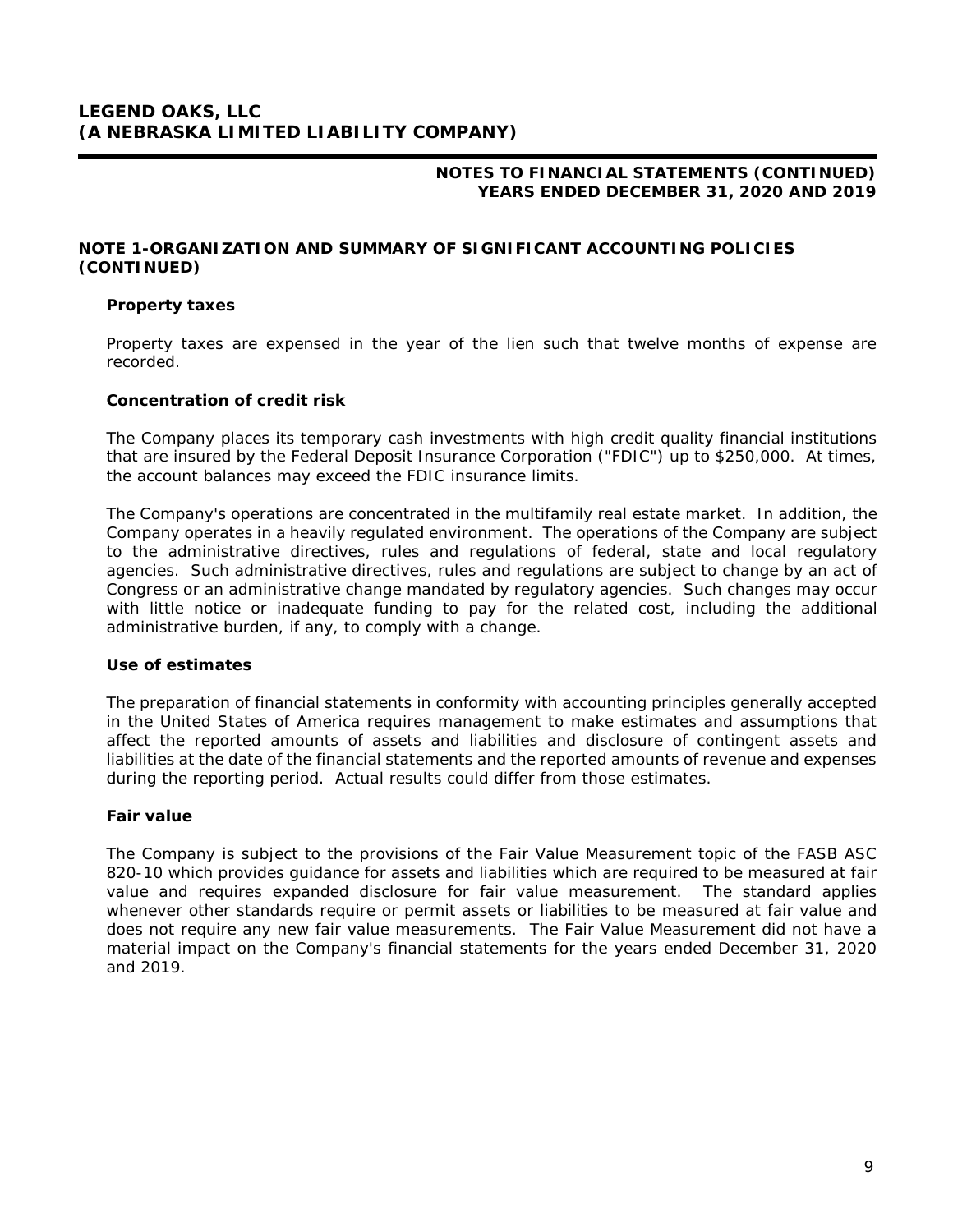## NOTE 1-ORGANIZATION AND SUMMARY OF SIGNIFICANT ACCOUNTING POLICIES (CONTINUED)

### Property taxes

Property taxes are expensed in the year of the lien such that twelve months of expense are recorded.

### Concentration of credit risk

The Company places its temporary cash investments with high credit quality financial institutions that are insured by the Federal Deposit Insurance Corporation ("FDIC") up to $250,000. At times, the account balances may exceed the FDIC insurance limits.

The Company's operations are concentrated in the multifamily real estate market. In addition, the Company operates in a heavily regulated environment. The operations of the Company are subject to the administrative directives, rules and regulations of federal, state and local regulatory agencies. Such administrative directives, rules and regulations are subject to change by an act of Congress or an administrative change mandated by regulatory agencies. Such changes may occur with little notice or inadequate funding to pay for the related cost, including the additional administrative burden, if any, to comply with a change.

### Use of estimates

The preparation of financial statements in conformity with accounting principles generally accepted in the United States of America requires management to make estimates and assumptions that affect the reported amounts of assets and liabilities and disclosure of contingent assets and liabilities at the date of the financial statements and the reported amounts of revenue and expenses during the reporting period. Actual results could differ from those estimates.

### Fair value

The Company is subject to the provisions of the Fair Value Measurement topic of the FASB ASC 820-10 which provides guidance for assets and liabilities which are required to be measured at fair value and requires expanded disclosure for fair value measurement. The standard applies whenever other standards require or permit assets or liabilities to be measured at fair value and does not require any new fair value measurements. The Fair Value Measurement did not have a material impact on the Company's financial statements for the years ended December 31, 2020 and 2019.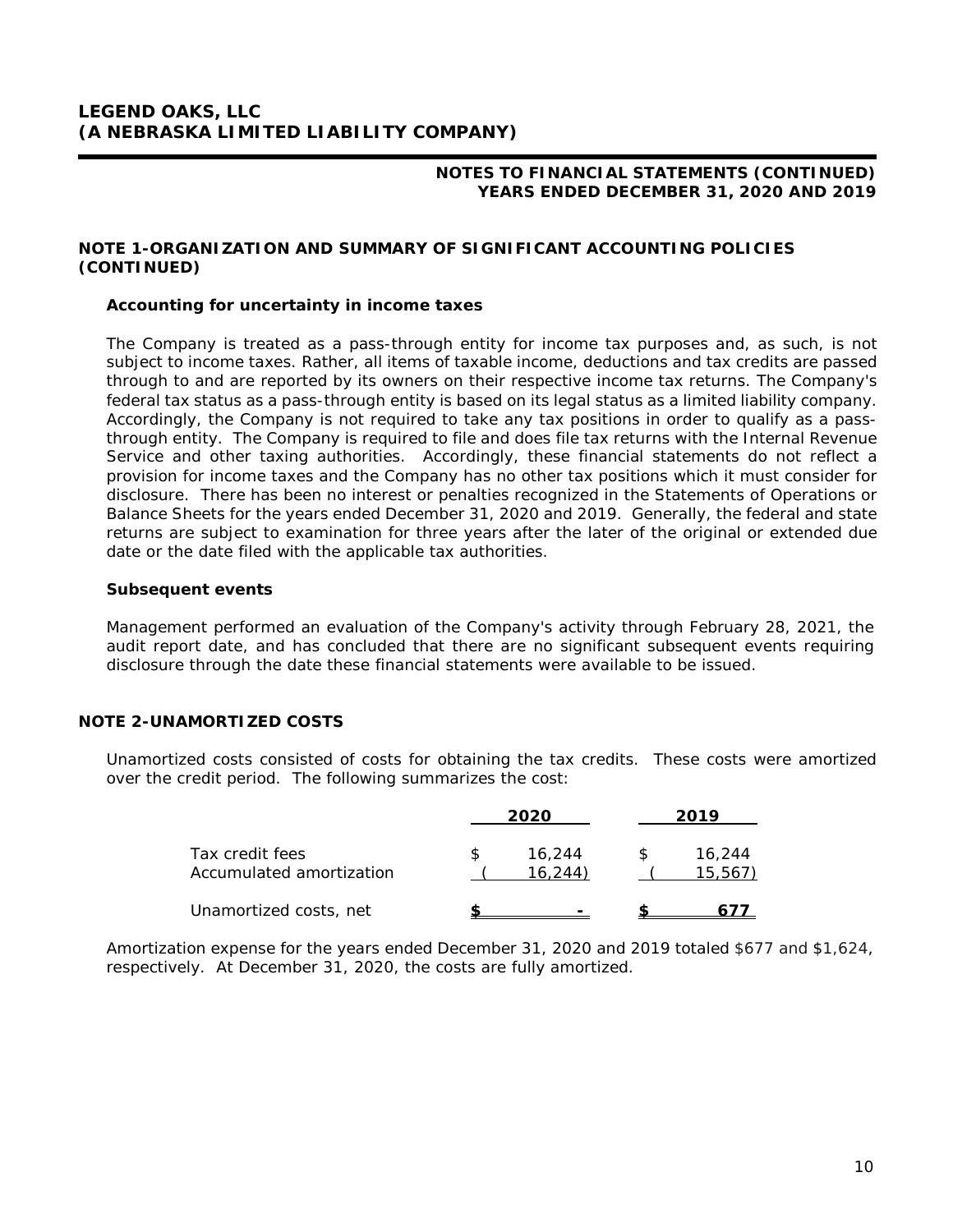# LEGEND OAKS, LLC
# (A NEBRASKA LIMITED LIABILITY COMPANY)

**NOTES TO FINANCIAL STATEMENTS (CONTINUED)**
**YEARS ENDED DECEMBER 31, 2020 AND 2019**

## NOTE 1-ORGANIZATION AND SUMMARY OF SIGNIFICANT ACCOUNTING POLICIES (CONTINUED)

### Accounting for uncertainty in income taxes

The Company is treated as a pass-through entity for income tax purposes and, as such, is not subject to income taxes. Rather, all items of taxable income, deductions and tax credits are passed through to and are reported by its owners on their respective income tax returns. The Company's federal tax status as a pass-through entity is based on its legal status as a limited liability company. Accordingly, the Company is not required to take any tax positions in order to qualify as a pass-through entity. The Company is required to file and does file tax returns with the Internal Revenue Service and other taxing authorities. Accordingly, these financial statements do not reflect a provision for income taxes and the Company has no other tax positions which it must consider for disclosure. There has been no interest or penalties recognized in the Statements of Operations or Balance Sheets for the years ended December 31, 2020 and 2019. Generally, the federal and state returns are subject to examination for three years after the later of the original or extended due date or the date filed with the applicable tax authorities.

### Subsequent events

Management performed an evaluation of the Company's activity through February 28, 2021, the audit report date, and has concluded that there are no significant subsequent events requiring disclosure through the date these financial statements were available to be issued.

## NOTE 2-UNAMORTIZED COSTS

Unamortized costs consisted of costs for obtaining the tax credits. These costs were amortized over the credit period. The following summarizes the cost:

| | 2020 | 2019 |
|---|---|---|
| Tax credit fees | $ 16,244 | $ 16,244 |
| Accumulated amortization | (16,244) | (15,567) |
| Unamortized costs, net | $ - | $ 677 |

Amortization expense for the years ended December 31, 2020 and 2019 totaled $677 and $1,624, respectively. At December 31, 2020, the costs are fully amortized.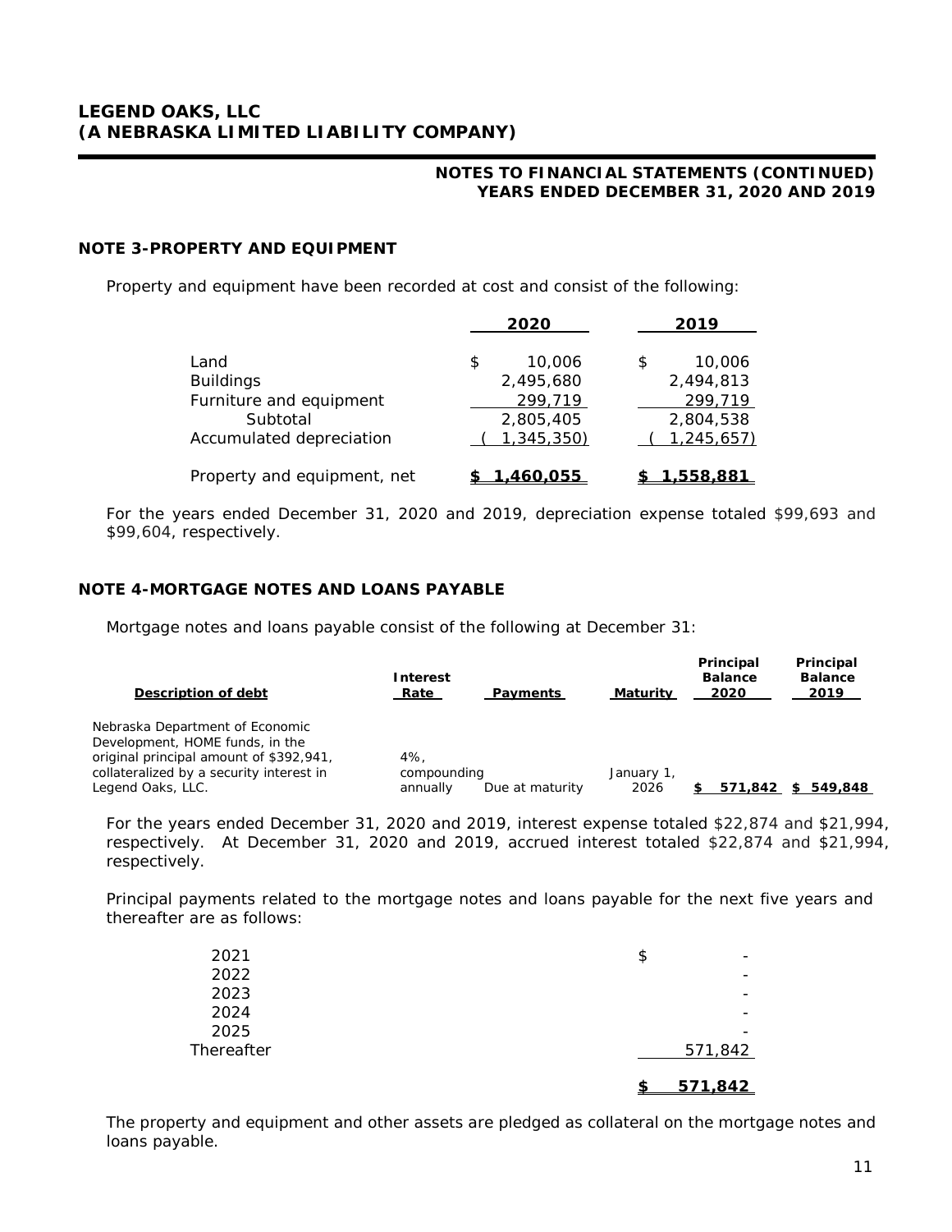## LEGEND OAKS, LLC
## (A NEBRASKA LIMITED LIABILITY COMPANY)

**NOTES TO FINANCIAL STATEMENTS (CONTINUED)**
**YEARS ENDED DECEMBER 31, 2020 AND 2019**

### NOTE 3-PROPERTY AND EQUIPMENT

Property and equipment have been recorded at cost and consist of the following:

| | 2020 | 2019 |
|---|---|---|
| Land | $ 10,006 | $ 10,006 |
| Buildings | 2,495,680 | 2,494,813 |
| Furniture and equipment | 299,719 | 299,719 |
| Subtotal | 2,805,405 | 2,804,538 |
| Accumulated depreciation | ( 1,345,350) | ( 1,245,657) |
| Property and equipment, net | $ 1,460,055 | $ 1,558,881 |

For the years ended December 31, 2020 and 2019, depreciation expense totaled $99,693 and $99,604, respectively.

### NOTE 4-MORTGAGE NOTES AND LOANS PAYABLE

Mortgage notes and loans payable consist of the following at December 31:

| Description of debt | Interest Rate | Payments | Maturity | Principal Balance 2020 | Principal Balance 2019 |
|---|---|---|---|---|---|
| Nebraska Department of Economic Development, HOME funds, in the original principal amount of $392,941, collateralized by a security interest in Legend Oaks, LLC. | 4%, compounding annually | Due at maturity | January 1, 2026 | $ 571,842 | $ 549,848 |

For the years ended December 31, 2020 and 2019, interest expense totaled $22,874 and $21,994, respectively. At December 31, 2020 and 2019, accrued interest totaled $22,874 and $21,994, respectively.

Principal payments related to the mortgage notes and loans payable for the next five years and thereafter are as follows:

| | |
|---|---|
| 2021 | $ - |
| 2022 | - |
| 2023 | - |
| 2024 | - |
| 2025 | - |
| Thereafter | 571,842 |
| | $ 571,842 |

The property and equipment and other assets are pledged as collateral on the mortgage notes and loans payable.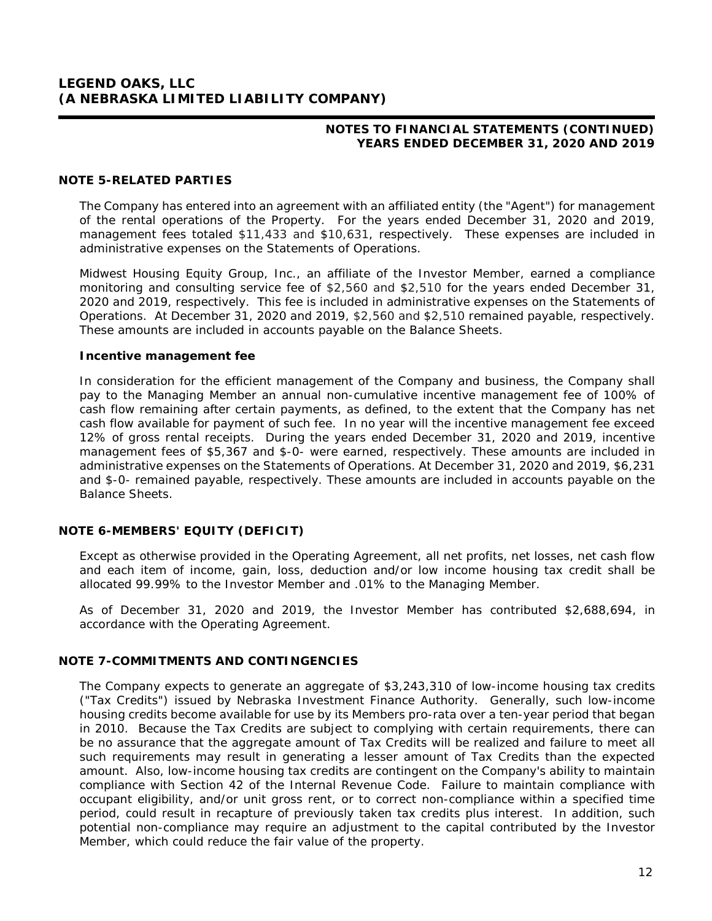# LEGEND OAKS, LLC
# (A NEBRASKA LIMITED LIABILITY COMPANY)

**NOTES TO FINANCIAL STATEMENTS (CONTINUED)**
**YEARS ENDED DECEMBER 31, 2020 AND 2019**

## NOTE 5-RELATED PARTIES

The Company has entered into an agreement with an affiliated entity (the "Agent") for management of the rental operations of the Property. For the years ended December 31, 2020 and 2019, management fees totaled $11,433 and $10,631, respectively. These expenses are included in administrative expenses on the Statements of Operations.

Midwest Housing Equity Group, Inc., an affiliate of the Investor Member, earned a compliance monitoring and consulting service fee of $2,560 and $2,510 for the years ended December 31, 2020 and 2019, respectively. This fee is included in administrative expenses on the Statements of Operations. At December 31, 2020 and 2019, $2,560 and $2,510 remained payable, respectively. These amounts are included in accounts payable on the Balance Sheets.

### Incentive management fee

In consideration for the efficient management of the Company and business, the Company shall pay to the Managing Member an annual non-cumulative incentive management fee of 100% of cash flow remaining after certain payments, as defined, to the extent that the Company has net cash flow available for payment of such fee. In no year will the incentive management fee exceed 12% of gross rental receipts. During the years ended December 31, 2020 and 2019, incentive management fees of $5,367 and $-0- were earned, respectively. These amounts are included in administrative expenses on the Statements of Operations. At December 31, 2020 and 2019, $6,231 and $-0- remained payable, respectively. These amounts are included in accounts payable on the Balance Sheets.

## NOTE 6-MEMBERS' EQUITY (DEFICIT)

Except as otherwise provided in the Operating Agreement, all net profits, net losses, net cash flow and each item of income, gain, loss, deduction and/or low income housing tax credit shall be allocated 99.99% to the Investor Member and .01% to the Managing Member.

As of December 31, 2020 and 2019, the Investor Member has contributed $2,688,694, in accordance with the Operating Agreement.

## NOTE 7-COMMITMENTS AND CONTINGENCIES

The Company expects to generate an aggregate of $3,243,310 of low-income housing tax credits ("Tax Credits") issued by Nebraska Investment Finance Authority. Generally, such low-income housing credits become available for use by its Members pro-rata over a ten-year period that began in 2010. Because the Tax Credits are subject to complying with certain requirements, there can be no assurance that the aggregate amount of Tax Credits will be realized and failure to meet all such requirements may result in generating a lesser amount of Tax Credits than the expected amount. Also, low-income housing tax credits are contingent on the Company's ability to maintain compliance with Section 42 of the Internal Revenue Code. Failure to maintain compliance with occupant eligibility, and/or unit gross rent, or to correct non-compliance within a specified time period, could result in recapture of previously taken tax credits plus interest. In addition, such potential non-compliance may require an adjustment to the capital contributed by the Investor Member, which could reduce the fair value of the property.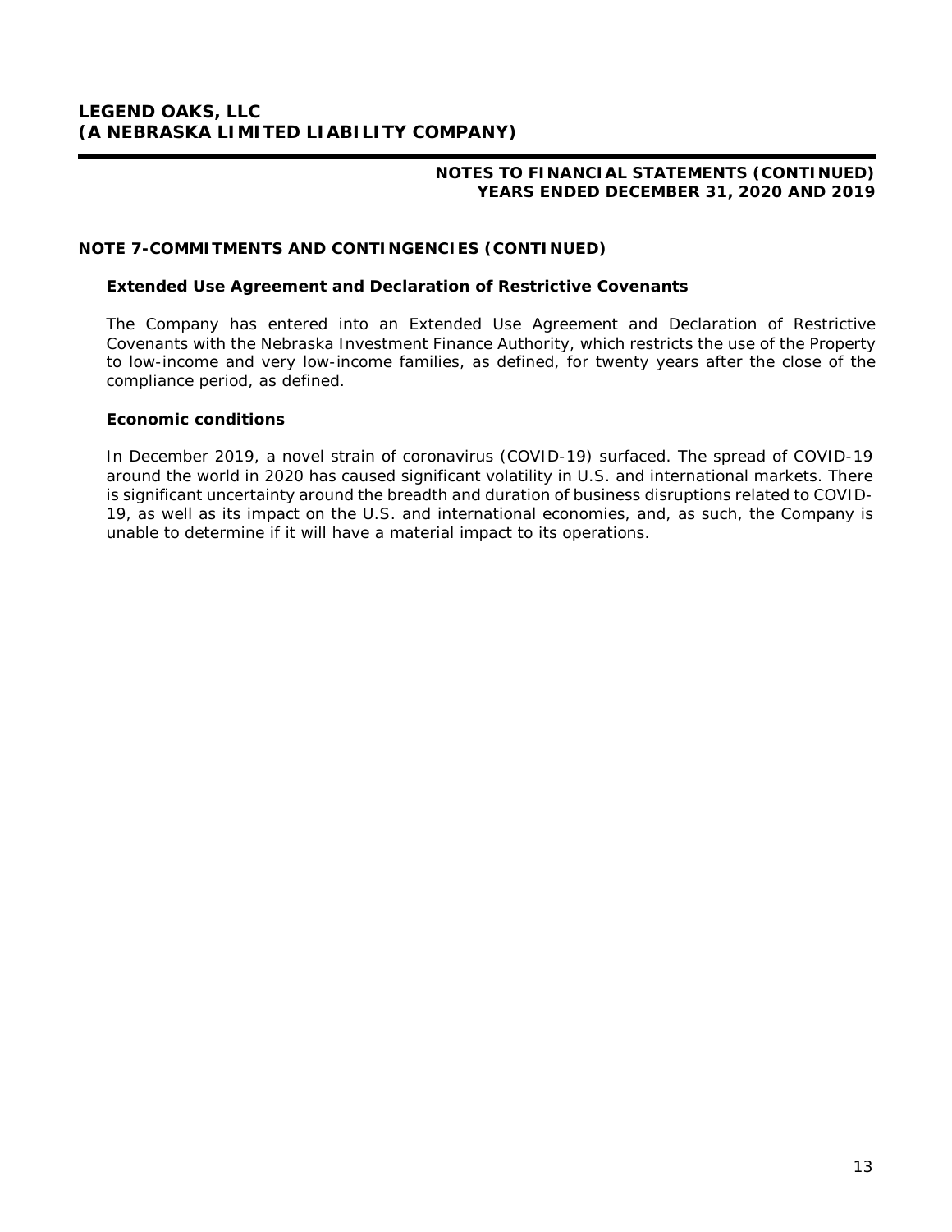## NOTE 7-COMMITMENTS AND CONTINGENCIES (CONTINUED)

### Extended Use Agreement and Declaration of Restrictive Covenants

The Company has entered into an Extended Use Agreement and Declaration of Restrictive Covenants with the Nebraska Investment Finance Authority, which restricts the use of the Property to low-income and very low-income families, as defined, for twenty years after the close of the compliance period, as defined.

### Economic conditions

In December 2019, a novel strain of coronavirus (COVID-19) surfaced. The spread of COVID-19 around the world in 2020 has caused significant volatility in U.S. and international markets. There is significant uncertainty around the breadth and duration of business disruptions related to COVID-19, as well as its impact on the U.S. and international economies, and, as such, the Company is unable to determine if it will have a material impact to its operations.